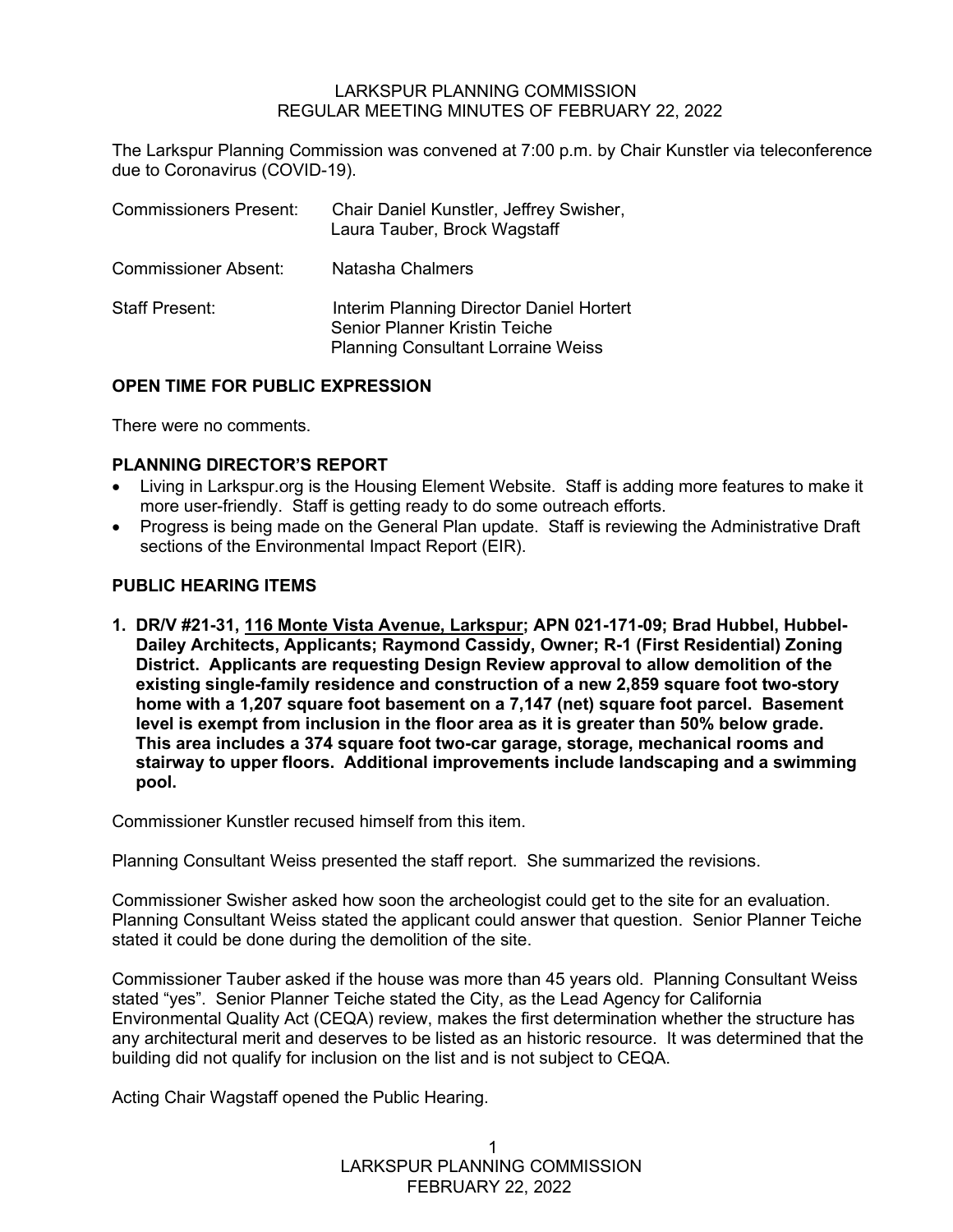# LARKSPUR PLANNING COMMISSION
## REGULAR MEETING MINUTES OF FEBRUARY 22, 2022

The Larkspur Planning Commission was convened at 7:00 p.m. by Chair Kunstler via teleconference due to Coronavirus (COVID-19).

Commissioners Present: Chair Daniel Kunstler, Jeffrey Swisher, Laura Tauber, Brock Wagstaff

Commissioner Absent: Natasha Chalmers

Staff Present: Interim Planning Director Daniel Hortert
Senior Planner Kristin Teiche
Planning Consultant Lorraine Weiss

### OPEN TIME FOR PUBLIC EXPRESSION

There were no comments.

### PLANNING DIRECTOR'S REPORT

- Living in Larkspur.org is the Housing Element Website. Staff is adding more features to make it more user-friendly. Staff is getting ready to do some outreach efforts.
- Progress is being made on the General Plan update. Staff is reviewing the Administrative Draft sections of the Environmental Impact Report (EIR).

### PUBLIC HEARING ITEMS

**1. DR/V #21-31, <u>116 Monte Vista Avenue, Larkspur</u>; APN 021-171-09; Brad Hubbel, Hubbel-Daily Architects, Applicants; Raymond Cassidy, Owner; R-1 (First Residential) Zoning District. Applicants are requesting Design Review approval to allow demolition of the existing single-family residence and construction of a new 2,859 square foot two-story home with a 1,207 square foot basement on a 7,147 (net) square foot parcel. Basement level is exempt from inclusion in the floor area as it is greater than 50% below grade. This area includes a 374 square foot two-car garage, storage, mechanical rooms and stairway to upper floors. Additional improvements include landscaping and a swimming pool.**

Commissioner Kunstler recused himself from this item.

Planning Consultant Weiss presented the staff report. She summarized the revisions.

Commissioner Swisher asked how soon the archeologist could get to the site for an evaluation. Planning Consultant Weiss stated the applicant could answer that question. Senior Planner Teiche stated it could be done during the demolition of the site.

Commissioner Tauber asked if the house was more than 45 years old. Planning Consultant Weiss stated "yes". Senior Planner Teiche stated the City, as the Lead Agency for California Environmental Quality Act (CEQA) review, makes the first determination whether the structure has any architectural merit and deserves to be listed as an historic resource. It was determined that the building did not qualify for inclusion on the list and is not subject to CEQA.

Acting Chair Wagstaff opened the Public Hearing.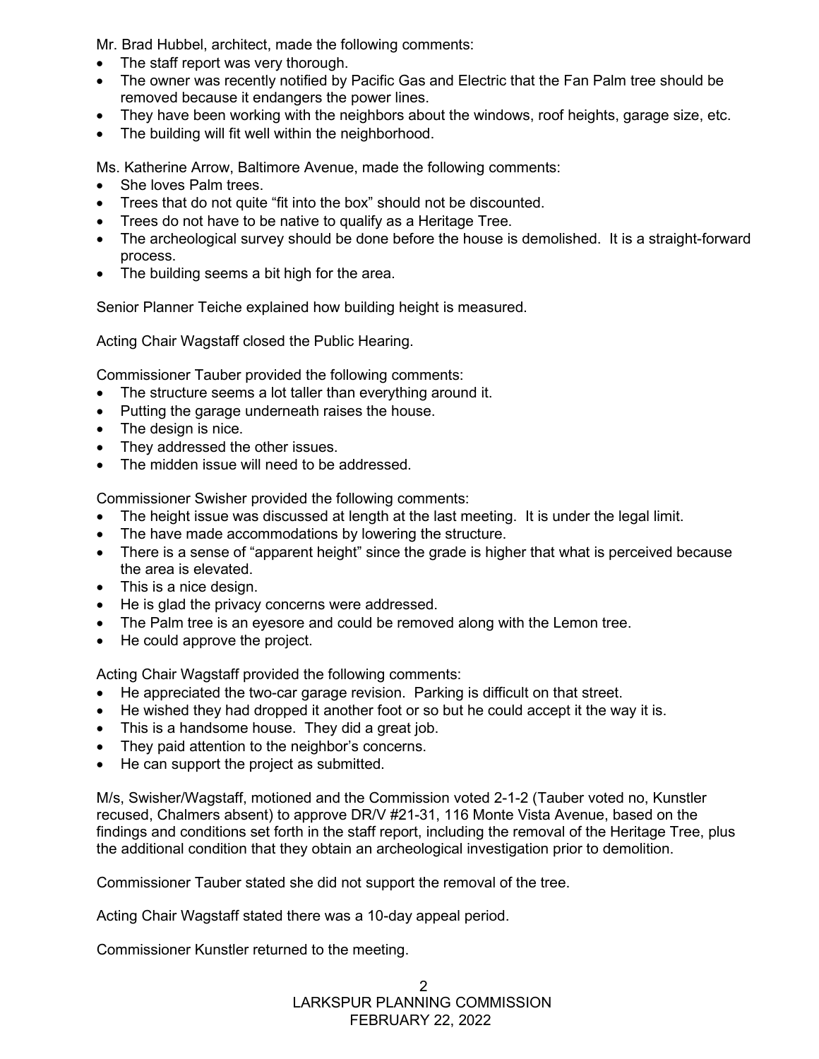Mr. Brad Hubbel, architect, made the following comments:

- The staff report was very thorough.
- The owner was recently notified by Pacific Gas and Electric that the Fan Palm tree should be removed because it endangers the power lines.
- They have been working with the neighbors about the windows, roof heights, garage size, etc.
- The building will fit well within the neighborhood.

Ms. Katherine Arrow, Baltimore Avenue, made the following comments:

- She loves Palm trees.
- Trees that do not quite "fit into the box" should not be discounted.
- Trees do not have to be native to qualify as a Heritage Tree.
- The archeological survey should be done before the house is demolished. It is a straight-forward process.
- The building seems a bit high for the area.

Senior Planner Teiche explained how building height is measured.

Acting Chair Wagstaff closed the Public Hearing.

Commissioner Tauber provided the following comments:

- The structure seems a lot taller than everything around it.
- Putting the garage underneath raises the house.
- The design is nice.
- They addressed the other issues.
- The midden issue will need to be addressed.

Commissioner Swisher provided the following comments:

- The height issue was discussed at length at the last meeting. It is under the legal limit.
- The have made accommodations by lowering the structure.
- There is a sense of "apparent height" since the grade is higher that what is perceived because the area is elevated.
- This is a nice design.
- He is glad the privacy concerns were addressed.
- The Palm tree is an eyesore and could be removed along with the Lemon tree.
- He could approve the project.

Acting Chair Wagstaff provided the following comments:

- He appreciated the two-car garage revision. Parking is difficult on that street.
- He wished they had dropped it another foot or so but he could accept it the way it is.
- This is a handsome house. They did a great job.
- They paid attention to the neighbor's concerns.
- He can support the project as submitted.

M/s, Swisher/Wagstaff, motioned and the Commission voted 2-1-2 (Tauber voted no, Kunstler recused, Chalmers absent) to approve DR/V #21-31, 116 Monte Vista Avenue, based on the findings and conditions set forth in the staff report, including the removal of the Heritage Tree, plus the additional condition that they obtain an archeological investigation prior to demolition.

Commissioner Tauber stated she did not support the removal of the tree.

Acting Chair Wagstaff stated there was a 10-day appeal period.

Commissioner Kunstler returned to the meeting.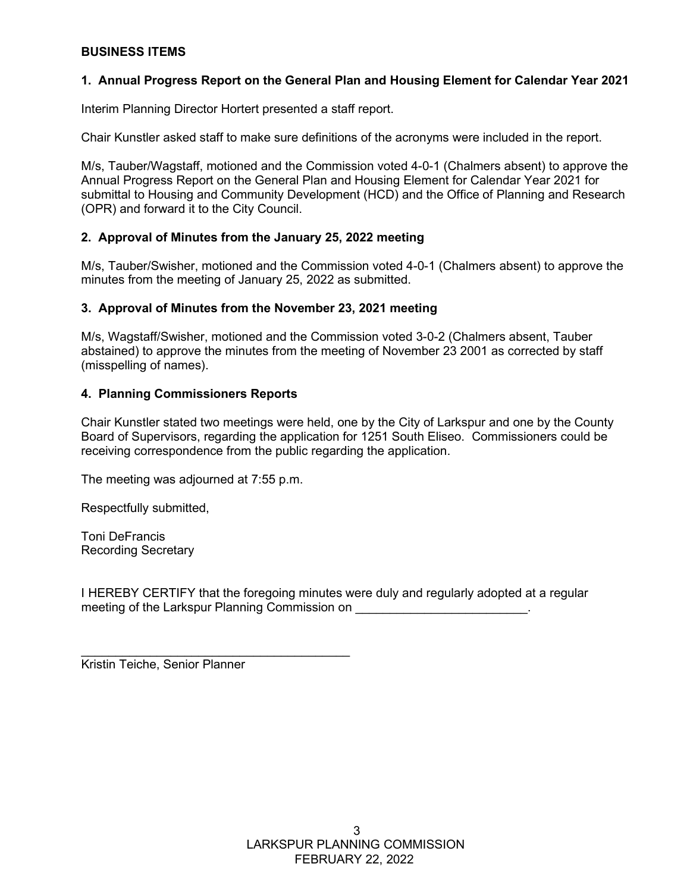**BUSINESS ITEMS**

**1. Annual Progress Report on the General Plan and Housing Element for Calendar Year 2021**

Interim Planning Director Hortert presented a staff report.

Chair Kunstler asked staff to make sure definitions of the acronyms were included in the report.

M/s, Tauber/Wagstaff, motioned and the Commission voted 4-0-1 (Chalmers absent) to approve the Annual Progress Report on the General Plan and Housing Element for Calendar Year 2021 for submittal to Housing and Community Development (HCD) and the Office of Planning and Research (OPR) and forward it to the City Council.

**2. Approval of Minutes from the January 25, 2022 meeting**

M/s, Tauber/Swisher, motioned and the Commission voted 4-0-1 (Chalmers absent) to approve the minutes from the meeting of January 25, 2022 as submitted.

**3. Approval of Minutes from the November 23, 2021 meeting**

M/s, Wagstaff/Swisher, motioned and the Commission voted 3-0-2 (Chalmers absent, Tauber abstained) to approve the minutes from the meeting of November 23 2001 as corrected by staff (misspelling of names).

**4. Planning Commissioners Reports**

Chair Kunstler stated two meetings were held, one by the City of Larkspur and one by the County Board of Supervisors, regarding the application for 1251 South Eliseo. Commissioners could be receiving correspondence from the public regarding the application.

The meeting was adjourned at 7:55 p.m.

Respectfully submitted,

Toni DeFrancis
Recording Secretary

I HEREBY CERTIFY that the foregoing minutes were duly and regularly adopted at a regular meeting of the Larkspur Planning Commission on _________________________.

________________________________________
Kristin Teiche, Senior Planner